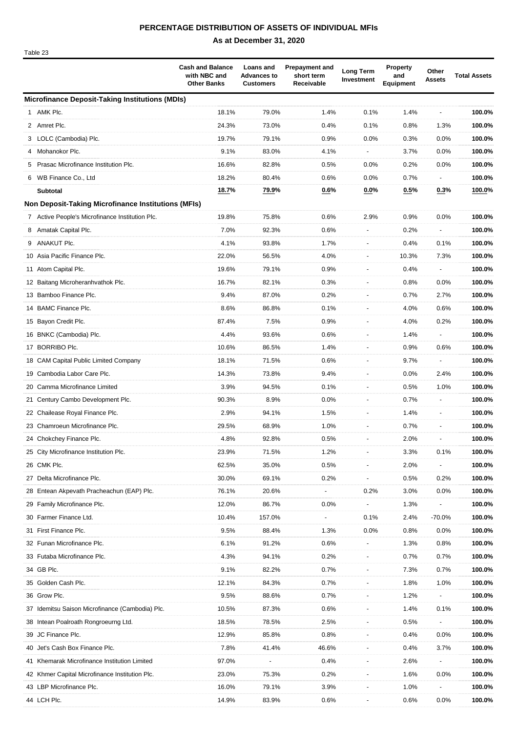**PERCENTAGE DISTRIBUTION OF ASSETS OF INDIVIDUAL MFIs**

**As at December 31, 2020**

Table 23

| | Cash and Balance with NBC and Other Banks | Loans and Advances to Customers | Prepayment and short term Receivable | Long Term Investment | Property and Equipment | Other Assets | Total Assets |
|---|---|---|---|---|---|---|---|
| **Microfinance Deposit-Taking Institutions (MDIs)** | | | | | | | |
| 1 AMK Plc. | 18.1% | 79.0% | 1.4% | 0.1% | 1.4% | - | **100.0%** |
| 2 Amret Plc. | 24.3% | 73.0% | 0.4% | 0.1% | 0.8% | 1.3% | **100.0%** |
| 3 LOLC (Cambodia) Plc. | 19.7% | 79.1% | 0.9% | 0.0% | 0.3% | 0.0% | **100.0%** |
| 4 Mohanokor Plc. | 9.1% | 83.0% | 4.1% | - | 3.7% | 0.0% | **100.0%** |
| 5 Prasac Microfinance Institution Plc. | 16.6% | 82.8% | 0.5% | 0.0% | 0.2% | 0.0% | **100.0%** |
| 6 WB Finance Co., Ltd | 18.2% | 80.4% | 0.6% | 0.0% | 0.7% | - | **100.0%** |
| **Subtotal** | **18.7%** | **79.9%** | **0.6%** | **0.0%** | **0.5%** | **0.3%** | **100.0%** |
| **Non Deposit-Taking Microfinance Institutions (MFIs)** | | | | | | | |
| 7 Active People's Microfinance Institution Plc. | 19.8% | 75.8% | 0.6% | 2.9% | 0.9% | 0.0% | **100.0%** |
| 8 Amatak Capital Plc. | 7.0% | 92.3% | 0.6% | - | 0.2% | - | **100.0%** |
| 9 ANAKUT Plc. | 4.1% | 93.8% | 1.7% | - | 0.4% | 0.1% | **100.0%** |
| 10 Asia Pacific Finance Plc. | 22.0% | 56.5% | 4.0% | - | 10.3% | 7.3% | **100.0%** |
| 11 Atom Capital Plc. | 19.6% | 79.1% | 0.9% | - | 0.4% | - | **100.0%** |
| 12 Baitang Microheranhvathok Plc. | 16.7% | 82.1% | 0.3% | - | 0.8% | 0.0% | **100.0%** |
| 13 Bamboo Finance Plc. | 9.4% | 87.0% | 0.2% | - | 0.7% | 2.7% | **100.0%** |
| 14 BAMC Finance Plc. | 8.6% | 86.8% | 0.1% | - | 4.0% | 0.6% | **100.0%** |
| 15 Bayon Credit Plc. | 87.4% | 7.5% | 0.9% | - | 4.0% | 0.2% | **100.0%** |
| 16 BNKC (Cambodia) Plc. | 4.4% | 93.6% | 0.6% | - | 1.4% | - | **100.0%** |
| 17 BORRIBO Plc. | 10.6% | 86.5% | 1.4% | - | 0.9% | 0.6% | **100.0%** |
| 18 CAM Capital Public Limited Company | 18.1% | 71.5% | 0.6% | - | 9.7% | - | **100.0%** |
| 19 Cambodia Labor Care Plc. | 14.3% | 73.8% | 9.4% | - | 0.0% | 2.4% | **100.0%** |
| 20 Camma Microfinance Limited | 3.9% | 94.5% | 0.1% | - | 0.5% | 1.0% | **100.0%** |
| 21 Century Cambo Development Plc. | 90.3% | 8.9% | 0.0% | - | 0.7% | - | **100.0%** |
| 22 Chailease Royal Finance Plc. | 2.9% | 94.1% | 1.5% | - | 1.4% | - | **100.0%** |
| 23 Chamroeun Microfinance Plc. | 29.5% | 68.9% | 1.0% | - | 0.7% | - | **100.0%** |
| 24 Chokchey Finance Plc. | 4.8% | 92.8% | 0.5% | - | 2.0% | - | **100.0%** |
| 25 City Microfinance Institution Plc. | 23.9% | 71.5% | 1.2% | - | 3.3% | 0.1% | **100.0%** |
| 26 CMK Plc. | 62.5% | 35.0% | 0.5% | - | 2.0% | - | **100.0%** |
| 27 Delta Microfinance Plc. | 30.0% | 69.1% | 0.2% | - | 0.5% | 0.2% | **100.0%** |
| 28 Entean Akpevath Pracheachun (EAP) Plc. | 76.1% | 20.6% | - | 0.2% | 3.0% | 0.0% | **100.0%** |
| 29 Family Microfinance Plc. | 12.0% | 86.7% | 0.0% | - | 1.3% | - | **100.0%** |
| 30 Farmer Finance Ltd. | 10.4% | 157.0% | - | 0.1% | 2.4% | -70.0% | **100.0%** |
| 31 First Finance Plc. | 9.5% | 88.4% | 1.3% | 0.0% | 0.8% | 0.0% | **100.0%** |
| 32 Funan Microfinance Plc. | 6.1% | 91.2% | 0.6% | - | 1.3% | 0.8% | **100.0%** |
| 33 Futaba Microfinance Plc. | 4.3% | 94.1% | 0.2% | - | 0.7% | 0.7% | **100.0%** |
| 34 GB Plc. | 9.1% | 82.2% | 0.7% | - | 7.3% | 0.7% | **100.0%** |
| 35 Golden Cash Plc. | 12.1% | 84.3% | 0.7% | - | 1.8% | 1.0% | **100.0%** |
| 36 Grow Plc. | 9.5% | 88.6% | 0.7% | - | 1.2% | - | **100.0%** |
| 37 Idemitsu Saison Microfinance (Cambodia) Plc. | 10.5% | 87.3% | 0.6% | - | 1.4% | 0.1% | **100.0%** |
| 38 Intean Poalroath Rongroeurng Ltd. | 18.5% | 78.5% | 2.5% | - | 0.5% | - | **100.0%** |
| 39 JC Finance Plc. | 12.9% | 85.8% | 0.8% | - | 0.4% | 0.0% | **100.0%** |
| 40 Jet's Cash Box Finance Plc. | 7.8% | 41.4% | 46.6% | - | 0.4% | 3.7% | **100.0%** |
| 41 Khemarak Microfinance Institution Limited | 97.0% | - | 0.4% | - | 2.6% | - | **100.0%** |
| 42 Khmer Capital Microfinance Institution Plc. | 23.0% | 75.3% | 0.2% | - | 1.6% | 0.0% | **100.0%** |
| 43 LBP Microfinance Plc. | 16.0% | 79.1% | 3.9% | - | 1.0% | - | **100.0%** |
| 44 LCH Plc. | 14.9% | 83.9% | 0.6% | - | 0.6% | 0.0% | **100.0%** |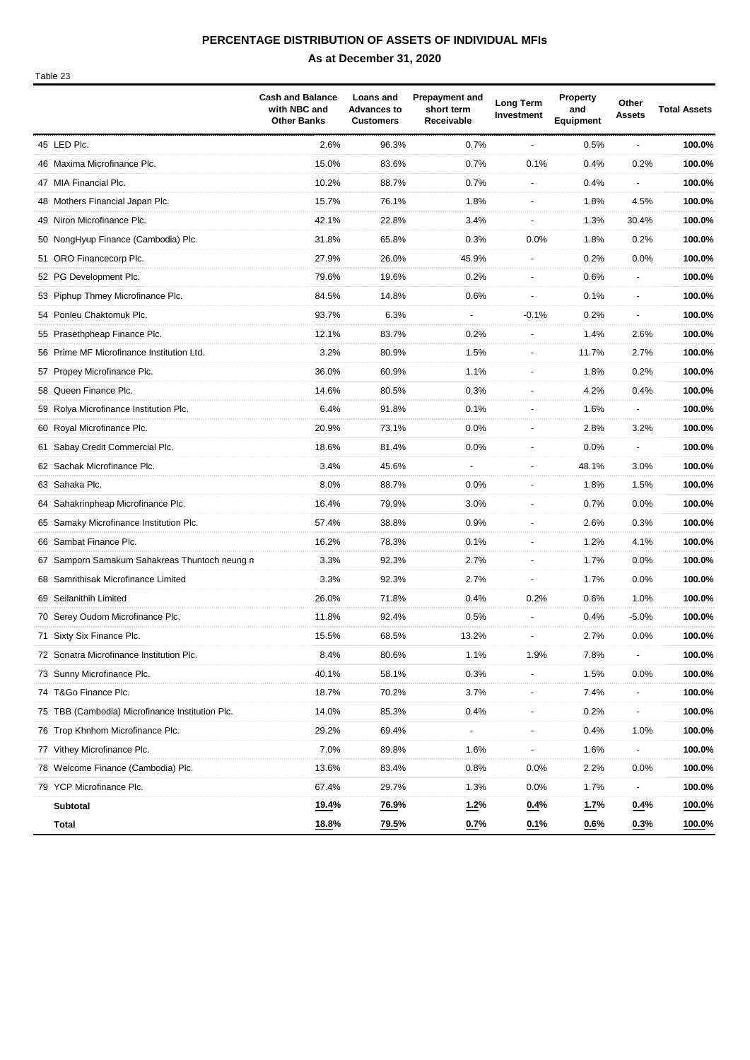# PERCENTAGE DISTRIBUTION OF ASSETS OF INDIVIDUAL MFIs

## As at December 31, 2020

Table 23

| | Cash and Balance with NBC and Other Banks | Loans and Advances to Customers | Prepayment and short term Receivable | Long Term Investment | Property and Equipment | Other Assets | Total Assets |
|---|---|---|---|---|---|---|---|
| 45 LED Plc. | 2.6% | 96.3% | 0.7% | - | 0.5% | - | **100.0%** |
| 46 Maxima Microfinance Plc. | 15.0% | 83.6% | 0.7% | 0.1% | 0.4% | 0.2% | **100.0%** |
| 47 MIA Financial Plc. | 10.2% | 88.7% | 0.7% | - | 0.4% | - | **100.0%** |
| 48 Mothers Financial Japan Plc. | 15.7% | 76.1% | 1.8% | - | 1.8% | 4.5% | **100.0%** |
| 49 Niron Microfinance Plc. | 42.1% | 22.8% | 3.4% | - | 1.3% | 30.4% | **100.0%** |
| 50 NongHyup Finance (Cambodia) Plc. | 31.8% | 65.8% | 0.3% | 0.0% | 1.8% | 0.2% | **100.0%** |
| 51 ORO Financecorp Plc. | 27.9% | 26.0% | 45.9% | - | 0.2% | 0.0% | **100.0%** |
| 52 PG Development Plc. | 79.6% | 19.6% | 0.2% | - | 0.6% | - | **100.0%** |
| 53 Piphup Thmey Microfinance Plc. | 84.5% | 14.8% | 0.6% | - | 0.1% | - | **100.0%** |
| 54 Ponleu Chaktomuk Plc. | 93.7% | 6.3% | - | -0.1% | 0.2% | - | **100.0%** |
| 55 Prasethpheap Finance Plc. | 12.1% | 83.7% | 0.2% | - | 1.4% | 2.6% | **100.0%** |
| 56 Prime MF Microfinance Institution Ltd. | 3.2% | 80.9% | 1.5% | - | 11.7% | 2.7% | **100.0%** |
| 57 Propey Microfinance Plc. | 36.0% | 60.9% | 1.1% | - | 1.8% | 0.2% | **100.0%** |
| 58 Queen Finance Plc. | 14.6% | 80.5% | 0.3% | - | 4.2% | 0.4% | **100.0%** |
| 59 Rolya Microfinance Institution Plc. | 6.4% | 91.8% | 0.1% | - | 1.6% | - | **100.0%** |
| 60 Royal Microfinance Plc. | 20.9% | 73.1% | 0.0% | - | 2.8% | 3.2% | **100.0%** |
| 61 Sabay Credit Commercial Plc. | 18.6% | 81.4% | 0.0% | - | 0.0% | - | **100.0%** |
| 62 Sachak Microfinance Plc. | 3.4% | 45.6% | - | - | 48.1% | 3.0% | **100.0%** |
| 63 Sahaka Plc. | 8.0% | 88.7% | 0.0% | - | 1.8% | 1.5% | **100.0%** |
| 64 Sahakrinpheap Microfinance Plc. | 16.4% | 79.9% | 3.0% | - | 0.7% | 0.0% | **100.0%** |
| 65 Samaky Microfinance Institution Plc. | 57.4% | 38.8% | 0.9% | - | 2.6% | 0.3% | **100.0%** |
| 66 Sambat Finance Plc. | 16.2% | 78.3% | 0.1% | - | 1.2% | 4.1% | **100.0%** |
| 67 Samporn Samakum Sahakreas Thuntoch neung n | 3.3% | 92.3% | 2.7% | - | 1.7% | 0.0% | **100.0%** |
| 68 Samrithisak Microfinance Limited | 3.3% | 92.3% | 2.7% | - | 1.7% | 0.0% | **100.0%** |
| 69 Seilanithih Limited | 26.0% | 71.8% | 0.4% | 0.2% | 0.6% | 1.0% | **100.0%** |
| 70 Serey Oudom Microfinance Plc. | 11.8% | 92.4% | 0.5% | - | 0.4% | -5.0% | **100.0%** |
| 71 Sixty Six Finance Plc. | 15.5% | 68.5% | 13.2% | - | 2.7% | 0.0% | **100.0%** |
| 72 Sonatra Microfinance Institution Plc. | 8.4% | 80.6% | 1.1% | 1.9% | 7.8% | - | **100.0%** |
| 73 Sunny Microfinance Plc. | 40.1% | 58.1% | 0.3% | - | 1.5% | 0.0% | **100.0%** |
| 74 T&Go Finance Plc. | 18.7% | 70.2% | 3.7% | - | 7.4% | - | **100.0%** |
| 75 TBB (Cambodia) Microfinance Institution Plc. | 14.0% | 85.3% | 0.4% | - | 0.2% | - | **100.0%** |
| 76 Trop Khnhom Microfinance Plc. | 29.2% | 69.4% | - | - | 0.4% | 1.0% | **100.0%** |
| 77 Vithey Microfinance Plc. | 7.0% | 89.8% | 1.6% | - | 1.6% | - | **100.0%** |
| 78 Welcome Finance (Cambodia) Plc. | 13.6% | 83.4% | 0.8% | 0.0% | 2.2% | 0.0% | **100.0%** |
| 79 YCP Microfinance Plc. | 67.4% | 29.7% | 1.3% | 0.0% | 1.7% | - | **100.0%** |
| **Subtotal** | **19.4%** | **76.9%** | **1.2%** | **0.4%** | **1.7%** | **0.4%** | **100.0%** |
| **Total** | **18.8%** | **79.5%** | **0.7%** | **0.1%** | **0.6%** | **0.3%** | **100.0%** |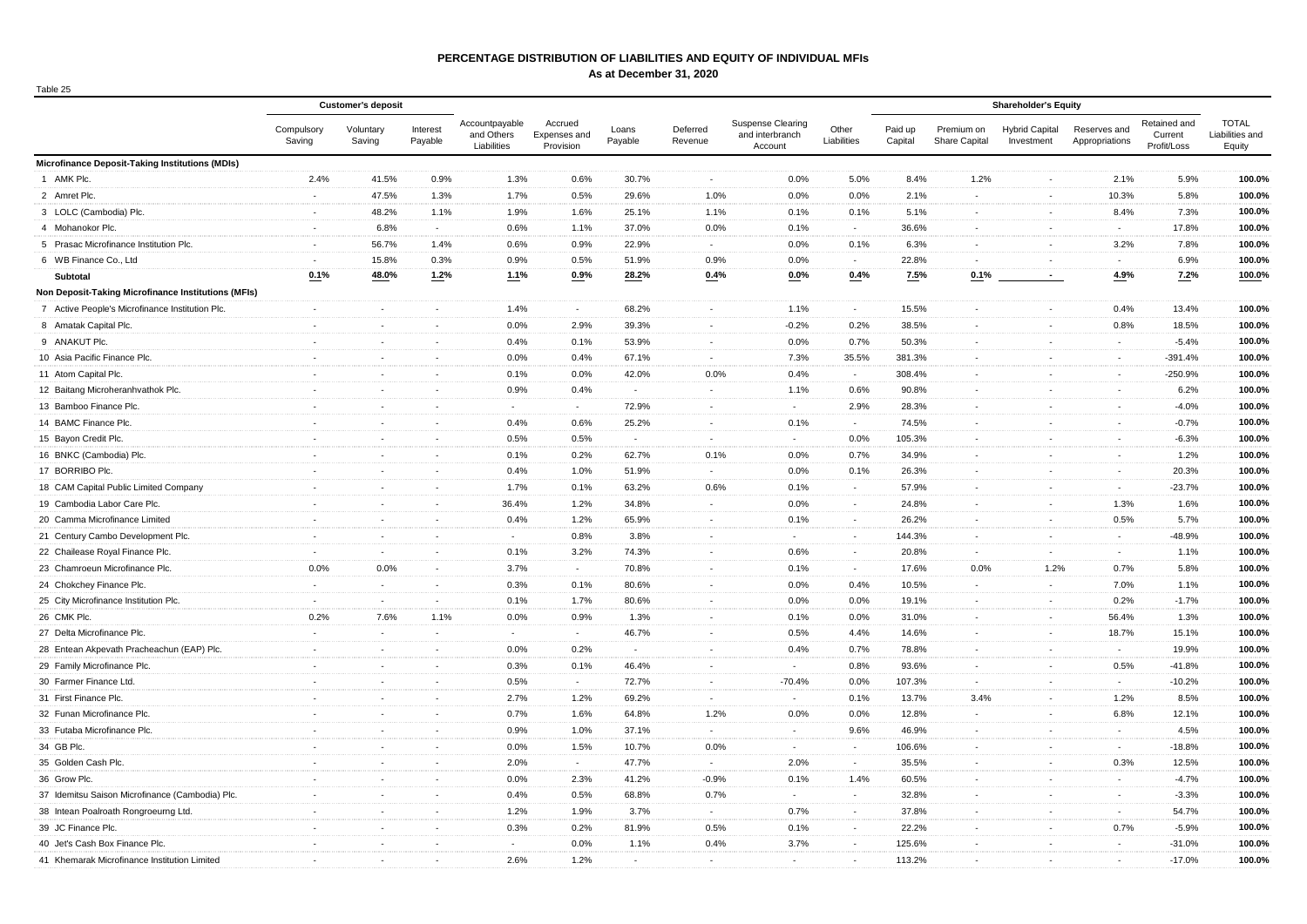# PERCENTAGE DISTRIBUTION OF LIABILITIES AND EQUITY OF INDIVIDUAL MFIs

**As at December 31, 2020**

Table 25

| | Customer's deposit | | | | | | | | | Shareholder's Equity | | | | | |
|---|---|---|---|---|---|---|---|---|---|---|---|---|---|---|---|
| | Compulsory Saving | Voluntary Saving | Interest Payable | Accountpayable and Others Liabilities | Accrued Expenses and Provision | Loans Payable | Deferred Revenue | Suspense Clearing and interbranch Account | Other Liabilities | Paid up Capital | Premium on Share Capital | Hybrid Capital Investment | Reserves and Appropriations | Retained and Current Profit/Loss | TOTAL Liabilities and Equity |
| **Microfinance Deposit-Taking Institutions (MDIs)** | | | | | | | | | | | | | | | |
| 1 AMK Plc. | 2.4% | 41.5% | 0.9% | 1.3% | 0.6% | 30.7% | - | 0.0% | 5.0% | 8.4% | 1.2% | - | 2.1% | 5.9% | **100.0%** |
| 2 Amret Plc. | - | 47.5% | 1.3% | 1.7% | 0.5% | 29.6% | 1.0% | 0.0% | 0.0% | 2.1% | - | - | 10.3% | 5.8% | **100.0%** |
| 3 LOLC (Cambodia) Plc. | - | 48.2% | 1.1% | 1.9% | 1.6% | 25.1% | 1.1% | 0.1% | 0.1% | 5.1% | - | - | 8.4% | 7.3% | **100.0%** |
| 4 Mohanokor Plc. | - | 6.8% | - | 0.6% | 1.1% | 37.0% | 0.0% | 0.1% | - | 36.6% | - | - | - | 17.8% | **100.0%** |
| 5 Prasac Microfinance Institution Plc. | - | 56.7% | 1.4% | 0.6% | 0.9% | 22.9% | - | 0.0% | 0.1% | 6.3% | - | - | 3.2% | 7.8% | **100.0%** |
| 6 WB Finance Co., Ltd | - | 15.8% | 0.3% | 0.9% | 0.5% | 51.9% | 0.9% | 0.0% | - | 22.8% | - | - | - | 6.9% | **100.0%** |
| **Subtotal** | **0.1%** | **48.0%** | **1.2%** | **1.1%** | **0.9%** | **28.2%** | **0.4%** | **0.0%** | **0.4%** | **7.5%** | **0.1%** | **-** | **4.9%** | **7.2%** | **100.0%** |
| **Non Deposit-Taking Microfinance Institutions (MFIs)** | | | | | | | | | | | | | | | |
| 7 Active People's Microfinance Institution Plc. | - | - | - | 1.4% | - | 68.2% | - | 1.1% | - | 15.5% | - | - | 0.4% | 13.4% | **100.0%** |
| 8 Amatak Capital Plc. | - | - | - | 0.0% | 2.9% | 39.3% | - | -0.2% | 0.2% | 38.5% | - | - | 0.8% | 18.5% | **100.0%** |
| 9 ANAKUT Plc. | - | - | - | 0.4% | 0.1% | 53.9% | - | 0.0% | 0.7% | 50.3% | - | - | - | -5.4% | **100.0%** |
| 10 Asia Pacific Finance Plc. | - | - | - | 0.0% | 0.4% | 67.1% | - | 7.3% | 35.5% | 381.3% | - | - | - | -391.4% | **100.0%** |
| 11 Atom Capital Plc. | - | - | - | 0.1% | 0.0% | 42.0% | 0.0% | 0.4% | - | 308.4% | - | - | - | -250.9% | **100.0%** |
| 12 Baitang Microheranhvathok Plc. | - | - | - | 0.9% | 0.4% | - | - | 1.1% | 0.6% | 90.8% | - | - | - | 6.2% | **100.0%** |
| 13 Bamboo Finance Plc. | - | - | - | - | - | 72.9% | - | - | 2.9% | 28.3% | - | - | - | -4.0% | **100.0%** |
| 14 BAMC Finance Plc. | - | - | - | 0.4% | 0.6% | 25.2% | - | 0.1% | - | 74.5% | - | - | - | -0.7% | **100.0%** |
| 15 Bayon Credit Plc. | - | - | - | 0.5% | 0.5% | - | - | - | 0.0% | 105.3% | - | - | - | -6.3% | **100.0%** |
| 16 BNKC (Cambodia) Plc. | - | - | - | 0.1% | 0.2% | 62.7% | 0.1% | 0.0% | 0.7% | 34.9% | - | - | - | 1.2% | **100.0%** |
| 17 BORRIBO Plc. | - | - | - | 0.4% | 1.0% | 51.9% | - | 0.0% | 0.1% | 26.3% | - | - | - | 20.3% | **100.0%** |
| 18 CAM Capital Public Limited Company | - | - | - | 1.7% | 0.1% | 63.2% | 0.6% | 0.1% | - | 57.9% | - | - | - | -23.7% | **100.0%** |
| 19 Cambodia Labor Care Plc. | - | - | - | 36.4% | 1.2% | 34.8% | - | 0.0% | - | 24.8% | - | - | 1.3% | 1.6% | **100.0%** |
| 20 Camma Microfinance Limited | - | - | - | 0.4% | 1.2% | 65.9% | - | 0.1% | - | 26.2% | - | - | 0.5% | 5.7% | **100.0%** |
| 21 Century Cambo Development Plc. | - | - | - | - | 0.8% | 3.8% | - | - | - | 144.3% | - | - | - | -48.9% | **100.0%** |
| 22 Chailease Royal Finance Plc. | - | - | - | 0.1% | 3.2% | 74.3% | - | 0.6% | - | 20.8% | - | - | - | 1.1% | **100.0%** |
| 23 Chamroeun Microfinance Plc. | 0.0% | 0.0% | - | 3.7% | - | 70.8% | - | 0.1% | - | 17.6% | 0.0% | 1.2% | 0.7% | 5.8% | **100.0%** |
| 24 Chokchey Finance Plc. | - | - | - | 0.3% | 0.1% | 80.6% | - | 0.0% | 0.4% | 10.5% | - | - | 7.0% | 1.1% | **100.0%** |
| 25 City Microfinance Institution Plc. | - | - | - | 0.1% | 1.7% | 80.6% | - | 0.0% | 0.0% | 19.1% | - | - | 0.2% | -1.7% | **100.0%** |
| 26 CMK Plc. | 0.2% | 7.6% | 1.1% | 0.0% | 0.9% | 1.3% | - | 0.1% | 0.0% | 31.0% | - | - | 56.4% | 1.3% | **100.0%** |
| 27 Delta Microfinance Plc. | - | - | - | - | - | 46.7% | - | 0.5% | 4.4% | 14.6% | - | - | 18.7% | 15.1% | **100.0%** |
| 28 Entean Akpevath Pracheachun (EAP) Plc. | - | - | - | 0.0% | 0.2% | - | - | 0.4% | 0.7% | 78.8% | - | - | - | 19.9% | **100.0%** |
| 29 Family Microfinance Plc. | - | - | - | 0.3% | 0.1% | 46.4% | - | - | 0.8% | 93.6% | - | - | 0.5% | -41.8% | **100.0%** |
| 30 Farmer Finance Ltd. | - | - | - | 0.5% | - | 72.7% | - | -70.4% | 0.0% | 107.3% | - | - | - | -10.2% | **100.0%** |
| 31 First Finance Plc. | - | - | - | 2.7% | 1.2% | 69.2% | - | - | 0.1% | 13.7% | 3.4% | - | 1.2% | 8.5% | **100.0%** |
| 32 Funan Microfinance Plc. | - | - | - | 0.7% | 1.6% | 64.8% | 1.2% | 0.0% | 0.0% | 12.8% | - | - | 6.8% | 12.1% | **100.0%** |
| 33 Futaba Microfinance Plc. | - | - | - | 0.9% | 1.0% | 37.1% | - | - | 9.6% | 46.9% | - | - | - | 4.5% | **100.0%** |
| 34 GB Plc. | - | - | - | 0.0% | 1.5% | 10.7% | 0.0% | - | - | 106.6% | - | - | - | -18.8% | **100.0%** |
| 35 Golden Cash Plc. | - | - | - | 2.0% | - | 47.7% | - | 2.0% | - | 35.5% | - | - | 0.3% | 12.5% | **100.0%** |
| 36 Grow Plc. | - | - | - | 0.0% | 2.3% | 41.2% | -0.9% | 0.1% | 1.4% | 60.5% | - | - | - | -4.7% | **100.0%** |
| 37 Idemitsu Saison Microfinance (Cambodia) Plc. | - | - | - | 0.4% | 0.5% | 68.8% | 0.7% | - | - | 32.8% | - | - | - | -3.3% | **100.0%** |
| 38 Intean Poalroath Rongroeurng Ltd. | - | - | - | 1.2% | 1.9% | 3.7% | - | 0.7% | - | 37.8% | - | - | - | 54.7% | **100.0%** |
| 39 JC Finance Plc. | - | - | - | 0.3% | 0.2% | 81.9% | 0.5% | 0.1% | - | 22.2% | - | - | 0.7% | -5.9% | **100.0%** |
| 40 Jet's Cash Box Finance Plc. | - | - | - | - | 0.0% | 1.1% | 0.4% | 3.7% | - | 125.6% | - | - | - | -31.0% | **100.0%** |
| 41 Khemarak Microfinance Institution Limited | - | - | - | 2.6% | 1.2% | - | - | - | - | 113.2% | - | - | - | -17.0% | **100.0%** |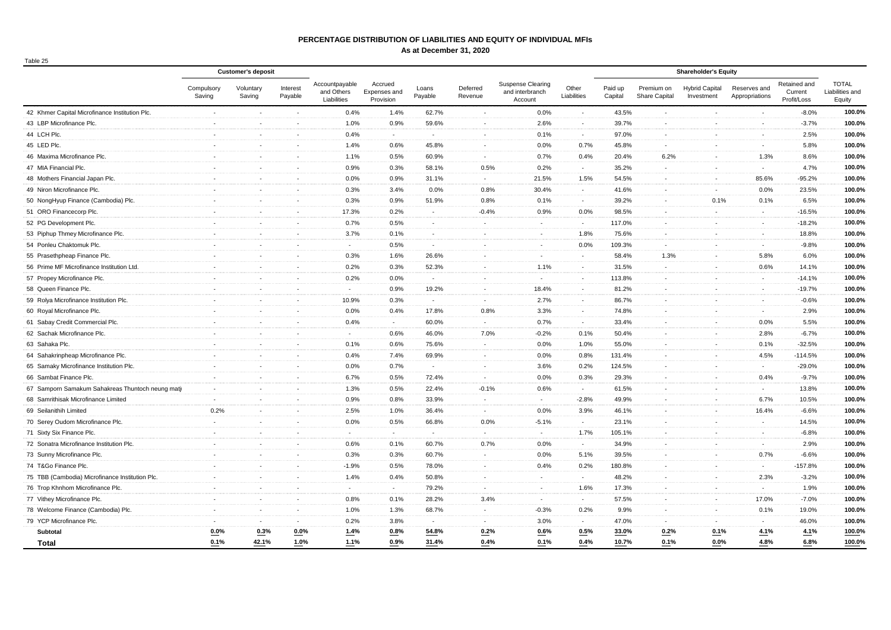# PERCENTAGE DISTRIBUTION OF LIABILITIES AND EQUITY OF INDIVIDUAL MFIs

**As at December 31, 2020**

Table 25

| | Customer's deposit | | | | | | | | | | Shareholder's Equity | | | | | |
|---|---|---|---|---|---|---|---|---|---|---|---|---|---|---|---|---|
| | Compulsory Saving | Voluntary Saving | Interest Payable | Accountpayable and Others Liabilities | Accrued Expenses and Provision | Loans Payable | Deferred Revenue | Suspense Clearing and interbranch Account | Other Liabilities | Paid up Capital | Premium on Share Capital | Hybrid Capital Investment | Reserves and Appropriations | Retained and Current Profit/Loss | TOTAL Liabilities and Equity |
| 42 Khmer Capital Microfinance Institution Plc. | - | - | - | 0.4% | 1.4% | 62.7% | - | 0.0% | - | 43.5% | - | - | - | -8.0% | 100.0% |
| 43 LBP Microfinance Plc. | - | - | - | 1.0% | 0.9% | 59.6% | - | 2.6% | - | 39.7% | - | - | - | -3.7% | 100.0% |
| 44 LCH Plc. | - | - | - | 0.4% | - | - | - | 0.1% | - | 97.0% | - | - | - | 2.5% | 100.0% |
| 45 LED Plc. | - | - | - | 1.4% | 0.6% | 45.8% | - | 0.0% | 0.7% | 45.8% | - | - | - | 5.8% | 100.0% |
| 46 Maxima Microfinance Plc. | - | - | - | 1.1% | 0.5% | 60.9% | - | 0.7% | 0.4% | 20.4% | 6.2% | - | 1.3% | 8.6% | 100.0% |
| 47 MIA Financial Plc. | - | - | - | 0.9% | 0.3% | 58.1% | 0.5% | 0.2% | - | 35.2% | - | - | - | 4.7% | 100.0% |
| 48 Mothers Financial Japan Plc. | - | - | - | 0.0% | 0.9% | 31.1% | - | 21.5% | 1.5% | 54.5% | - | - | 85.6% | -95.2% | 100.0% |
| 49 Niron Microfinance Plc. | - | - | - | 0.3% | 3.4% | 0.0% | 0.8% | 30.4% | - | 41.6% | - | - | 0.0% | 23.5% | 100.0% |
| 50 NongHyup Finance (Cambodia) Plc. | - | - | - | 0.3% | 0.9% | 51.9% | 0.8% | 0.1% | - | 39.2% | - | 0.1% | 0.1% | 6.5% | 100.0% |
| 51 ORO Financecorp Plc. | - | - | - | 17.3% | 0.2% | - | -0.4% | 0.9% | 0.0% | 98.5% | - | - | - | -16.5% | 100.0% |
| 52 PG Development Plc. | - | - | - | 0.7% | 0.5% | - | - | - | - | 117.0% | - | - | - | -18.2% | 100.0% |
| 53 Piphup Thmey Microfinance Plc. | - | - | - | 3.7% | 0.1% | - | - | - | 1.8% | 75.6% | - | - | - | 18.8% | 100.0% |
| 54 Ponleu Chaktomuk Plc. | - | - | - | - | 0.5% | - | - | - | 0.0% | 109.3% | - | - | - | -9.8% | 100.0% |
| 55 Prasethpheap Finance Plc. | - | - | - | 0.3% | 1.6% | 26.6% | - | - | - | 58.4% | 1.3% | - | 5.8% | 6.0% | 100.0% |
| 56 Prime MF Microfinance Institution Ltd. | - | - | - | 0.2% | 0.3% | 52.3% | - | 1.1% | - | 31.5% | - | - | 0.6% | 14.1% | 100.0% |
| 57 Propey Microfinance Plc. | - | - | - | 0.2% | 0.0% | - | - | - | - | 113.8% | - | - | - | -14.1% | 100.0% |
| 58 Queen Finance Plc. | - | - | - | - | 0.9% | 19.2% | - | 18.4% | - | 81.2% | - | - | - | -19.7% | 100.0% |
| 59 Rolya Microfinance Institution Plc. | - | - | - | 10.9% | 0.3% | - | - | 2.7% | - | 86.7% | - | - | - | -0.6% | 100.0% |
| 60 Royal Microfinance Plc. | - | - | - | 0.0% | 0.4% | 17.8% | 0.8% | 3.3% | - | 74.8% | - | - | - | 2.9% | 100.0% |
| 61 Sabay Credit Commercial Plc. | - | - | - | 0.4% | - | 60.0% | - | 0.7% | - | 33.4% | - | - | 0.0% | 5.5% | 100.0% |
| 62 Sachak Microfinance Plc. | - | - | - | - | 0.6% | 46.0% | 7.0% | -0.2% | 0.1% | 50.4% | - | - | 2.8% | -6.7% | 100.0% |
| 63 Sahaka Plc. | - | - | - | 0.1% | 0.6% | 75.6% | - | 0.0% | 1.0% | 55.0% | - | - | 0.1% | -32.5% | 100.0% |
| 64 Sahakrinpheap Microfinance Plc. | - | - | - | 0.4% | 7.4% | 69.9% | - | 0.0% | 0.8% | 131.4% | - | - | 4.5% | -114.5% | 100.0% |
| 65 Samaky Microfinance Institution Plc. | - | - | - | 0.0% | 0.7% | - | - | 3.6% | 0.2% | 124.5% | - | - | - | -29.0% | 100.0% |
| 66 Sambat Finance Plc. | - | - | - | 6.7% | 0.5% | 72.4% | - | 0.0% | 0.3% | 29.3% | - | - | 0.4% | -9.7% | 100.0% |
| 67 Samporn Samakum Sahakreas Thuntoch neung matj | - | - | - | 1.3% | 0.5% | 22.4% | -0.1% | 0.6% | - | 61.5% | - | - | - | 13.8% | 100.0% |
| 68 Samrithisak Microfinance Limited | - | - | - | 0.9% | 0.8% | 33.9% | - | - | -2.8% | 49.9% | - | - | 6.7% | 10.5% | 100.0% |
| 69 Seilanithih Limited | 0.2% | - | - | 2.5% | 1.0% | 36.4% | - | 0.0% | 3.9% | 46.1% | - | - | 16.4% | -6.6% | 100.0% |
| 70 Serey Oudom Microfinance Plc. | - | - | - | 0.0% | 0.5% | 66.8% | 0.0% | -5.1% | - | 23.1% | - | - | - | 14.5% | 100.0% |
| 71 Sixty Six Finance Plc. | - | - | - | - | - | - | - | - | 1.7% | 105.1% | - | - | - | -6.8% | 100.0% |
| 72 Sonatra Microfinance Institution Plc. | - | - | - | 0.6% | 0.1% | 60.7% | 0.7% | 0.0% | - | 34.9% | - | - | - | 2.9% | 100.0% |
| 73 Sunny Microfinance Plc. | - | - | - | 0.3% | 0.3% | 60.7% | - | 0.0% | 5.1% | 39.5% | - | - | 0.7% | -6.6% | 100.0% |
| 74 T&Go Finance Plc. | - | - | - | -1.9% | 0.5% | 78.0% | - | 0.4% | 0.2% | 180.8% | - | - | - | -157.8% | 100.0% |
| 75 TBB (Cambodia) Microfinance Institution Plc. | - | - | - | 1.4% | 0.4% | 50.8% | - | - | - | 48.2% | - | - | 2.3% | -3.2% | 100.0% |
| 76 Trop Khnhom Microfinance Plc. | - | - | - | - | - | 79.2% | - | - | 1.6% | 17.3% | - | - | - | 1.9% | 100.0% |
| 77 Vithey Microfinance Plc. | - | - | - | 0.8% | 0.1% | 28.2% | 3.4% | - | - | 57.5% | - | - | 17.0% | -7.0% | 100.0% |
| 78 Welcome Finance (Cambodia) Plc. | - | - | - | 1.0% | 1.3% | 68.7% | - | -0.3% | 0.2% | 9.9% | - | - | 0.1% | 19.0% | 100.0% |
| 79 YCP Microfinance Plc. | - | - | - | 0.2% | 3.8% | - | - | 3.0% | - | 47.0% | - | - | - | 46.0% | 100.0% |
| **Subtotal** | **0.0%** | **0.3%** | **0.0%** | **1.4%** | **0.8%** | **54.8%** | **0.2%** | **0.6%** | **0.5%** | **33.0%** | **0.2%** | **0.1%** | **4.1%** | **4.1%** | **100.0%** |
| **Total** | **0.1%** | **42.1%** | **1.0%** | **1.1%** | **0.9%** | **31.4%** | **0.4%** | **0.1%** | **0.4%** | **10.7%** | **0.1%** | **0.0%** | **4.8%** | **6.8%** | **100.0%** |